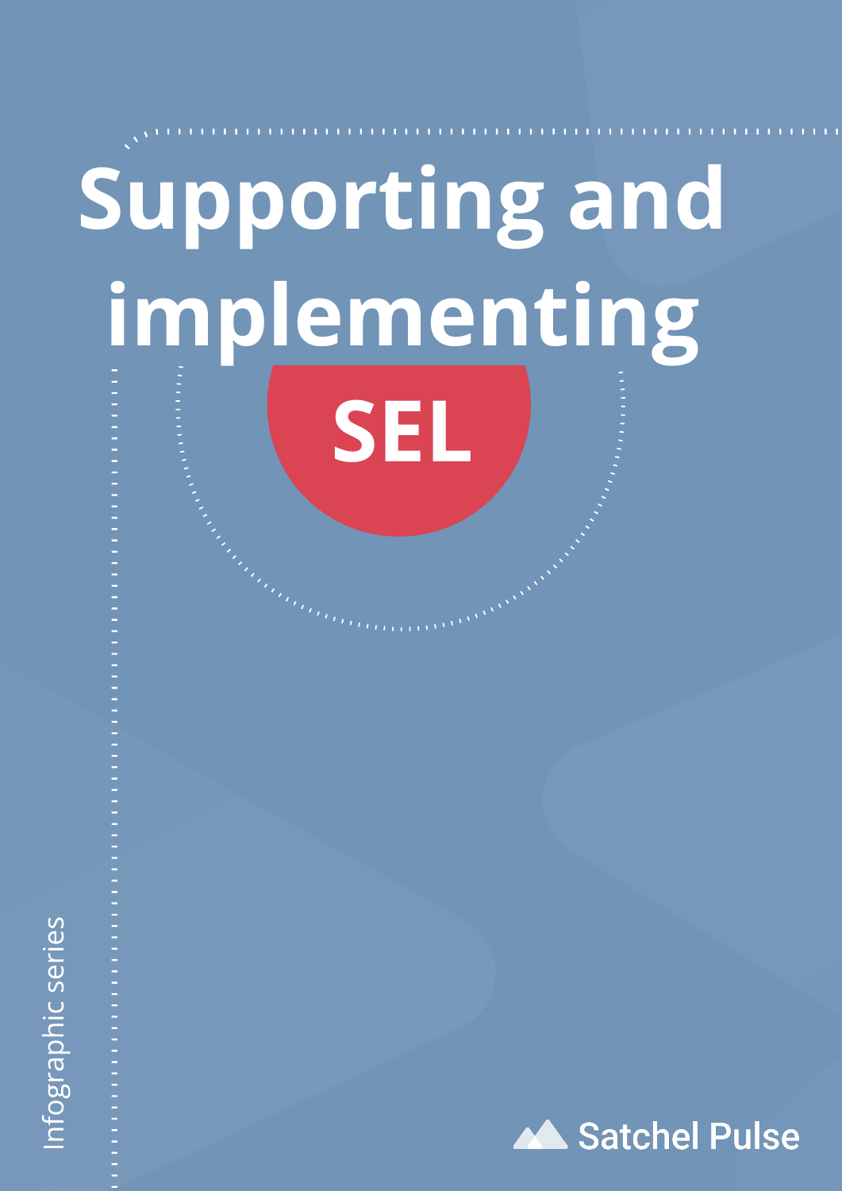# Supporting and implementing SEL

Infographic series

Satchel Pulse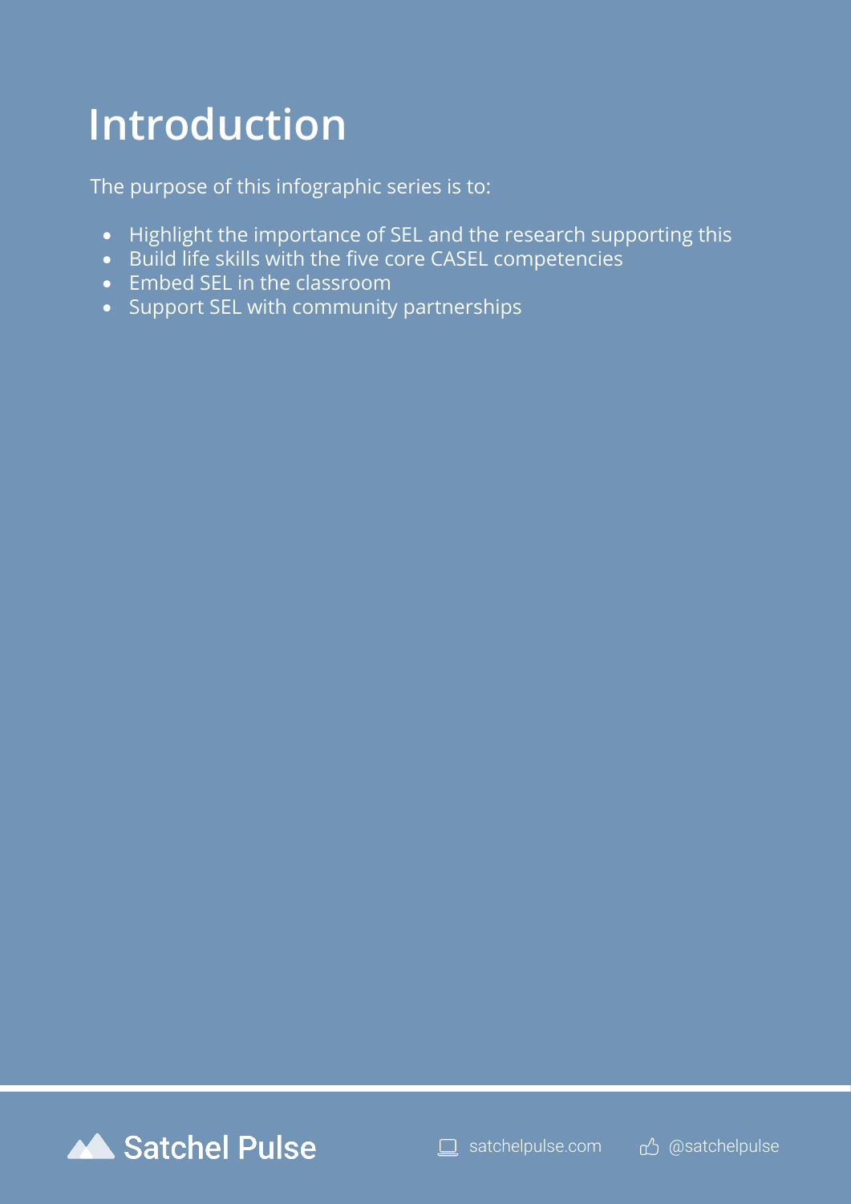# Introduction

The purpose of this infographic series is to:

- Highlight the importance of SEL and the research supporting this
- Build life skills with the five core CASEL competencies
- Embed SEL in the classroom
- Support SEL with community partnerships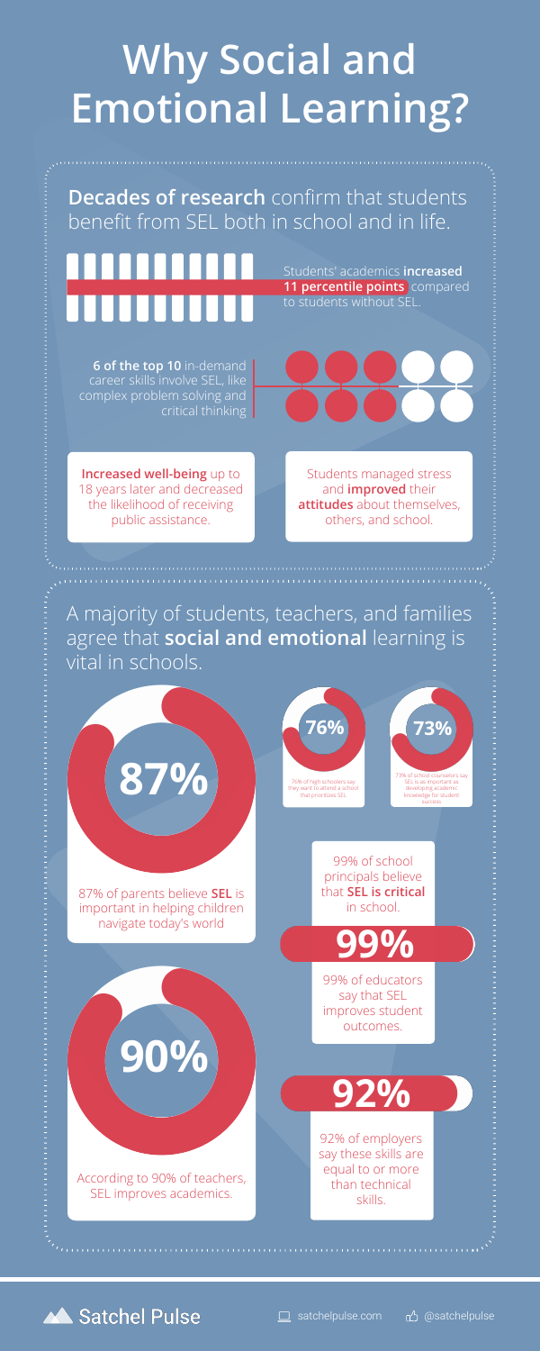# Why Social and Emotional Learning?

**Decades of research** confirm that students benefit from SEL both in school and in life.

Students' academics **increased 11 percentile points** compared to students without SEL.

**6 of the top 10** in-demand career skills involve SEL, like complex problem solving and critical thinking

**Increased well-being** up to 18 years later and decreased the likelihood of receiving public assistance.

Students managed stress and **improved** their **attitudes** about themselves, others, and school.

A majority of students, teachers, and families agree that **social and emotional** learning is vital in schools.

**87%**

87% of parents believe **SEL** is important in helping children navigate today's world

**76%**

76% of high schoolers say they want to attend a school that prioritizes SEL

**73%**

73% of school counselors say SEL is as important as developing academic knowledge for student success

99% of school principals believe that **SEL is critical** in school.

**99%**

99% of educators say that SEL improves student outcomes.

**90%**

According to 90% of teachers, SEL improves academics.

**92%**

92% of employers say these skills are equal to or more than technical skills.

Satchel Pulse

satchelpulse.com @satchelpulse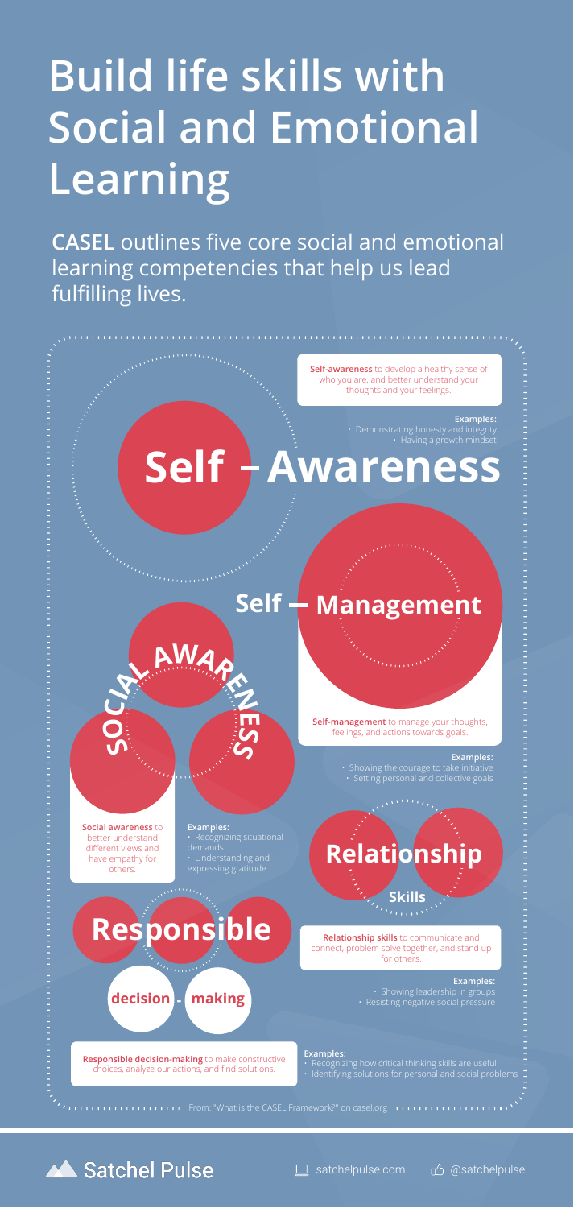# Build life skills with Social and Emotional Learning

**CASEL** outlines five core social and emotional learning competencies that help us lead fulfilling lives.

## Self – Awareness

**Self-awareness** to develop a healthy sense of who you are, and better understand your thoughts and your feelings.

**Examples:**
- Demonstrating honesty and integrity
- Having a growth mindset

## Self – Management

**Self-management** to manage your thoughts, feelings, and actions towards goals.

**Examples:**
- Showing the courage to take initiative
- Setting personal and collective goals

## Social Awareness

**Social awareness** to better understand different views and have empathy for others.

**Examples:**
- Recognizing situational demands
- Understanding and expressing gratitude

## Relationship Skills

**Relationship skills** to communicate and connect, problem solve together, and stand up for others.

**Examples:**
- Showing leadership in groups
- Resisting negative social pressure

## Responsible decision - making

**Responsible decision-making** to make constructive choices, analyze our actions, and find solutions.

**Examples:**
- Recognizing how critical thinking skills are useful
- Identifying solutions for personal and social problems

From: "What is the CASEL Framework?" on casel.org

Satchel Pulse | satchelpulse.com | @satchelpulse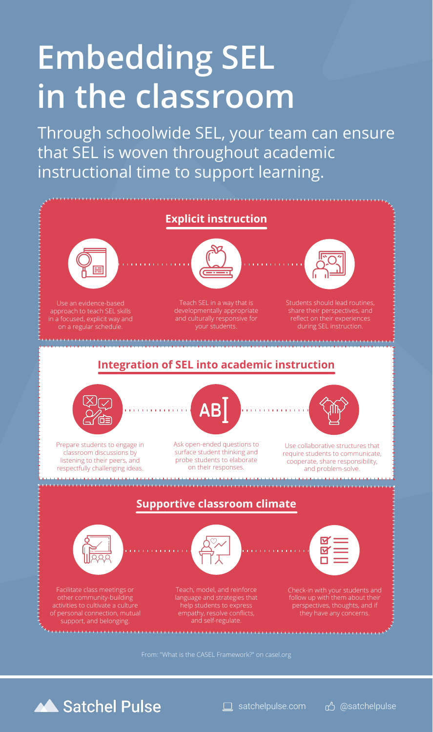# Embedding SEL in the classroom

Through schoolwide SEL, your team can ensure that SEL is woven throughout academic instructional time to support learning.

## Explicit instruction

Use an evidence-based approach to teach SEL skills in a focused, explicit way and on a regular schedule.

Teach SEL in a way that is developmentally appropriate and culturally responsive for your students.

Students should lead routines, share their perspectives, and reflect on their experiences during SEL instruction.

## Integration of SEL into academic instruction

Prepare students to engage in classroom discussions by listening to their peers, and respectfully challenging ideas.

Ask open-ended questions to surface student thinking and probe students to elaborate on their responses.

Use collaborative structures that require students to communicate, cooperate, share responsibility, and problem-solve.

## Supportive classroom climate

Facilitate class meetings or other community-building activities to cultivate a culture of personal connection, mutual support, and belonging.

Teach, model, and reinforce language and strategies that help students to express empathy, resolve conflicts, and self-regulate.

Check-in with your students and follow up with them about their perspectives, thoughts, and if they have any concerns.

From: "What is the CASEL Framework?" on casel.org

Satchel Pulse satchelpulse.com @satchelpulse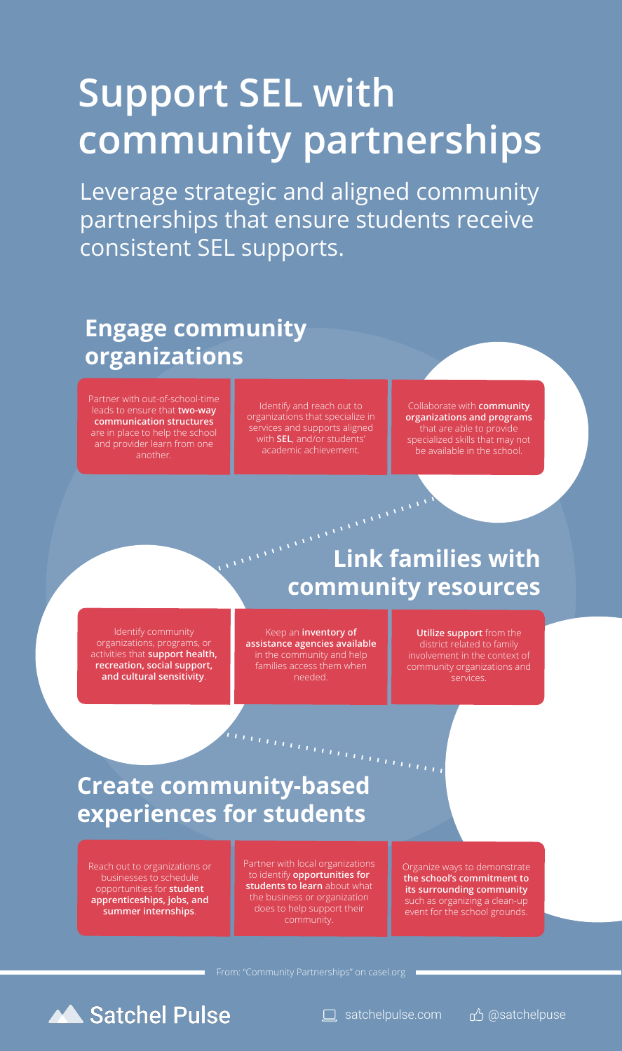# Support SEL with community partnerships

Leverage strategic and aligned community partnerships that ensure students receive consistent SEL supports.

## Engage community organizations

Partner with out-of-school-time leads to ensure that **two-way communication structures** are in place to help the school and provider learn from one another.

Identify and reach out to organizations that specialize in services and supports aligned with **SEL**, and/or students' academic achievement.

Collaborate with **community organizations and programs** that are able to provide specialized skills that may not be available in the school.

## Link families with community resources

Identify community organizations, programs, or activities that **support health, recreation, social support, and cultural sensitivity**.

Keep an **inventory of assistance agencies available** in the community and help families access them when needed.

**Utilize support** from the district related to family involvement in the context of community organizations and services.

## Create community-based experiences for students

Reach out to organizations or businesses to schedule opportunities for **student apprenticeships, jobs, and summer internships**.

Partner with local organizations to identify **opportunities for students to learn** about what the business or organization does to help support their community.

Organize ways to demonstrate **the school's commitment to its surrounding community** such as organizing a clean-up event for the school grounds.

From: "Community Partnerships" on casel.org

Satchel Pulse — satchelpulse.com — @satchelpuse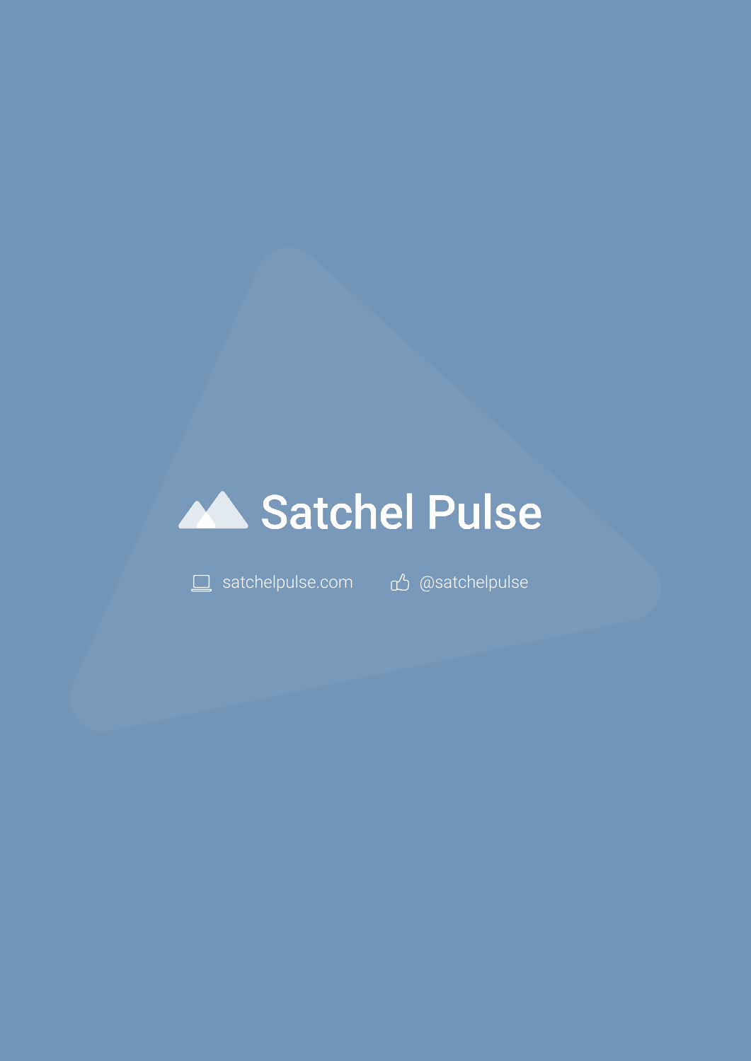# Satchel Pulse

satchelpulse.com

@satchelpulse